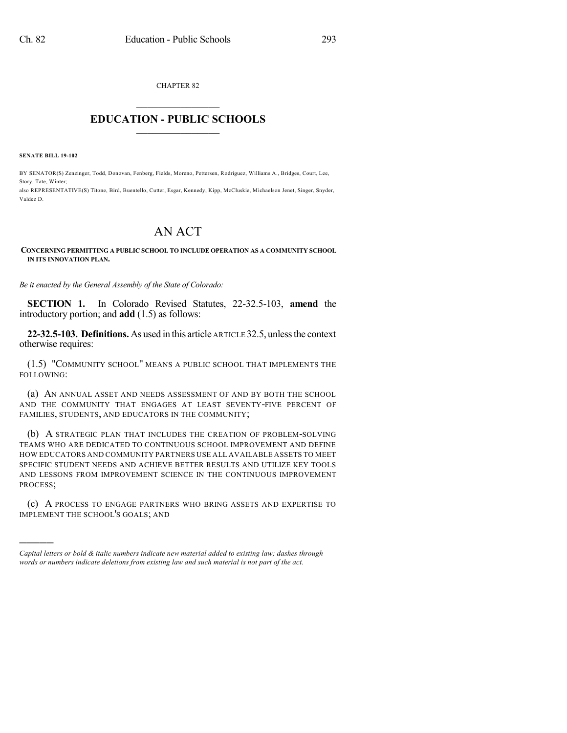CHAPTER 82

# EDUCATION - PUBLIC SCHOOLS

**SENATE BILL 19-102**

BY SENATOR(S) Zenzinger, Todd, Donovan, Fenberg, Fields, Moreno, Pettersen, Rodriguez, Williams A., Bridges, Court, Lee, Story, Tate, Winter;
also REPRESENTATIVE(S) Titone, Bird, Buentello, Cutter, Esgar, Kennedy, Kipp, McCluskie, Michaelson Jenet, Singer, Snyder, Valdez D.

# AN ACT

**CONCERNING PERMITTING A PUBLIC SCHOOL TO INCLUDE OPERATION AS A COMMUNITY SCHOOL IN ITS INNOVATION PLAN.**

*Be it enacted by the General Assembly of the State of Colorado:*

**SECTION 1.** In Colorado Revised Statutes, 22-32.5-103, **amend** the introductory portion; and **add** (1.5) as follows:

**22-32.5-103. Definitions.** As used in this ~~article~~ ARTICLE 32.5, unless the context otherwise requires:

(1.5) "COMMUNITY SCHOOL" MEANS A PUBLIC SCHOOL THAT IMPLEMENTS THE FOLLOWING:

(a) AN ANNUAL ASSET AND NEEDS ASSESSMENT OF AND BY BOTH THE SCHOOL AND THE COMMUNITY THAT ENGAGES AT LEAST SEVENTY-FIVE PERCENT OF FAMILIES, STUDENTS, AND EDUCATORS IN THE COMMUNITY;

(b) A STRATEGIC PLAN THAT INCLUDES THE CREATION OF PROBLEM-SOLVING TEAMS WHO ARE DEDICATED TO CONTINUOUS SCHOOL IMPROVEMENT AND DEFINE HOW EDUCATORS AND COMMUNITY PARTNERS USE ALL AVAILABLE ASSETS TO MEET SPECIFIC STUDENT NEEDS AND ACHIEVE BETTER RESULTS AND UTILIZE KEY TOOLS AND LESSONS FROM IMPROVEMENT SCIENCE IN THE CONTINUOUS IMPROVEMENT PROCESS;

(c) A PROCESS TO ENGAGE PARTNERS WHO BRING ASSETS AND EXPERTISE TO IMPLEMENT THE SCHOOL'S GOALS; AND

---

*Capital letters or bold & italic numbers indicate new material added to existing law; dashes through words or numbers indicate deletions from existing law and such material is not part of the act.*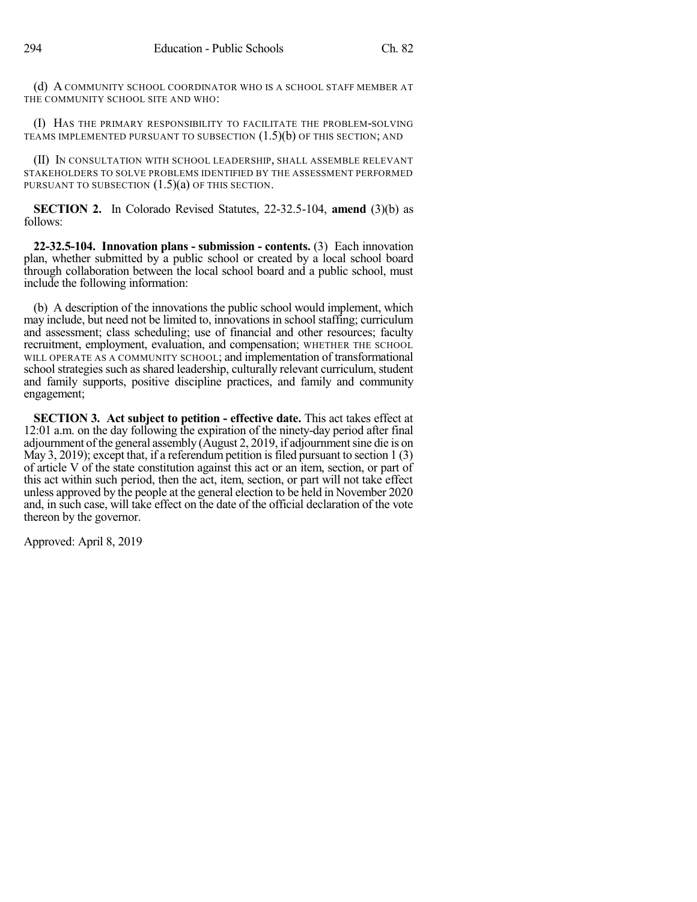(d) A COMMUNITY SCHOOL COORDINATOR WHO IS A SCHOOL STAFF MEMBER AT THE COMMUNITY SCHOOL SITE AND WHO:

(I) HAS THE PRIMARY RESPONSIBILITY TO FACILITATE THE PROBLEM-SOLVING TEAMS IMPLEMENTED PURSUANT TO SUBSECTION (1.5)(b) OF THIS SECTION; AND

(II) IN CONSULTATION WITH SCHOOL LEADERSHIP, SHALL ASSEMBLE RELEVANT STAKEHOLDERS TO SOLVE PROBLEMS IDENTIFIED BY THE ASSESSMENT PERFORMED PURSUANT TO SUBSECTION (1.5)(a) OF THIS SECTION.

**SECTION 2.** In Colorado Revised Statutes, 22-32.5-104, **amend** (3)(b) as follows:

**22-32.5-104. Innovation plans - submission - contents.** (3) Each innovation plan, whether submitted by a public school or created by a local school board through collaboration between the local school board and a public school, must include the following information:

(b) A description of the innovations the public school would implement, which may include, but need not be limited to, innovations in school staffing; curriculum and assessment; class scheduling; use of financial and other resources; faculty recruitment, employment, evaluation, and compensation; WHETHER THE SCHOOL WILL OPERATE AS A COMMUNITY SCHOOL; and implementation of transformational school strategies such as shared leadership, culturally relevant curriculum, student and family supports, positive discipline practices, and family and community engagement;

**SECTION 3. Act subject to petition - effective date.** This act takes effect at 12:01 a.m. on the day following the expiration of the ninety-day period after final adjournment of the general assembly (August 2, 2019, if adjournment sine die is on May 3, 2019); except that, if a referendum petition is filed pursuant to section 1 (3) of article V of the state constitution against this act or an item, section, or part of this act within such period, then the act, item, section, or part will not take effect unless approved by the people at the general election to be held in November 2020 and, in such case, will take effect on the date of the official declaration of the vote thereon by the governor.

Approved: April 8, 2019